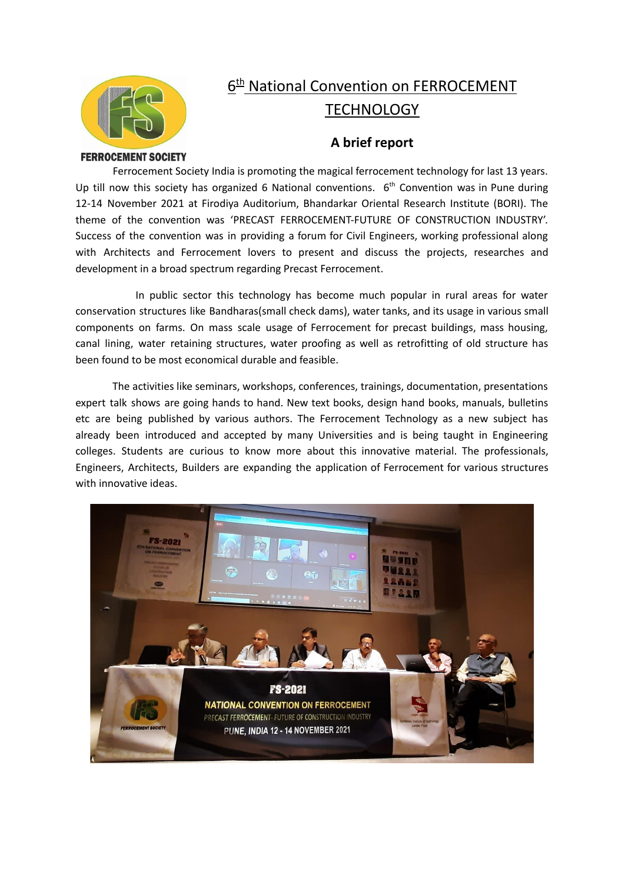FERROCEMENT SOCIETY

# 6th National Convention on FERROCEMENT TECHNOLOGY

## A brief report

Ferrocement Society India is promoting the magical ferrocement technology for last 13 years. Up till now this society has organized 6 National conventions. 6th Convention was in Pune during 12-14 November 2021 at Firodiya Auditorium, Bhandarkar Oriental Research Institute (BORI). The theme of the convention was 'PRECAST FERROCEMENT-FUTURE OF CONSTRUCTION INDUSTRY'. Success of the convention was in providing a forum for Civil Engineers, working professional along with Architects and Ferrocement lovers to present and discuss the projects, researches and development in a broad spectrum regarding Precast Ferrocement.

In public sector this technology has become much popular in rural areas for water conservation structures like Bandharas(small check dams), water tanks, and its usage in various small components on farms. On mass scale usage of Ferrocement for precast buildings, mass housing, canal lining, water retaining structures, water proofing as well as retrofitting of old structure has been found to be most economical durable and feasible.

The activities like seminars, workshops, conferences, trainings, documentation, presentations expert talk shows are going hands to hand. New text books, design hand books, manuals, bulletins etc are being published by various authors. The Ferrocement Technology as a new subject has already been introduced and accepted by many Universities and is being taught in Engineering colleges. Students are curious to know more about this innovative material. The professionals, Engineers, Architects, Builders are expanding the application of Ferrocement for various structures with innovative ideas.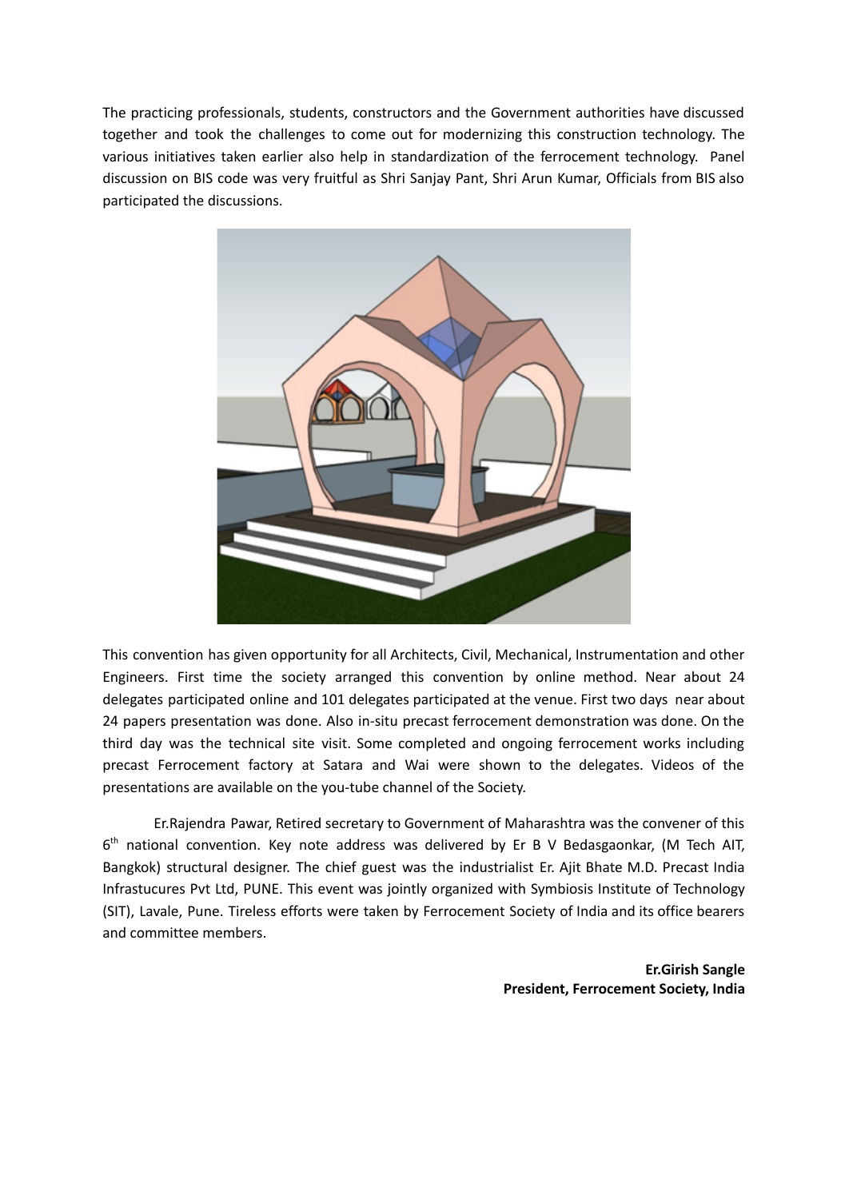The practicing professionals, students, constructors and the Government authorities have discussed together and took the challenges to come out for modernizing this construction technology. The various initiatives taken earlier also help in standardization of the ferrocement technology. Panel discussion on BIS code was very fruitful as Shri Sanjay Pant, Shri Arun Kumar, Officials from BIS also participated the discussions.

This convention has given opportunity for all Architects, Civil, Mechanical, Instrumentation and other Engineers. First time the society arranged this convention by online method. Near about 24 delegates participated online and 101 delegates participated at the venue. First two days near about 24 papers presentation was done. Also in-situ precast ferrocement demonstration was done. On the third day was the technical site visit. Some completed and ongoing ferrocement works including precast Ferrocement factory at Satara and Wai were shown to the delegates. Videos of the presentations are available on the you-tube channel of the Society.

Er.Rajendra Pawar, Retired secretary to Government of Maharashtra was the convener of this 6th national convention. Key note address was delivered by Er B V Bedasgaonkar, (M Tech AIT, Bangkok) structural designer. The chief guest was the industrialist Er. Ajit Bhate M.D. Precast India Infrastucures Pvt Ltd, PUNE. This event was jointly organized with Symbiosis Institute of Technology (SIT), Lavale, Pune. Tireless efforts were taken by Ferrocement Society of India and its office bearers and committee members.

**Er.Girish Sangle**
**President, Ferrocement Society, India**